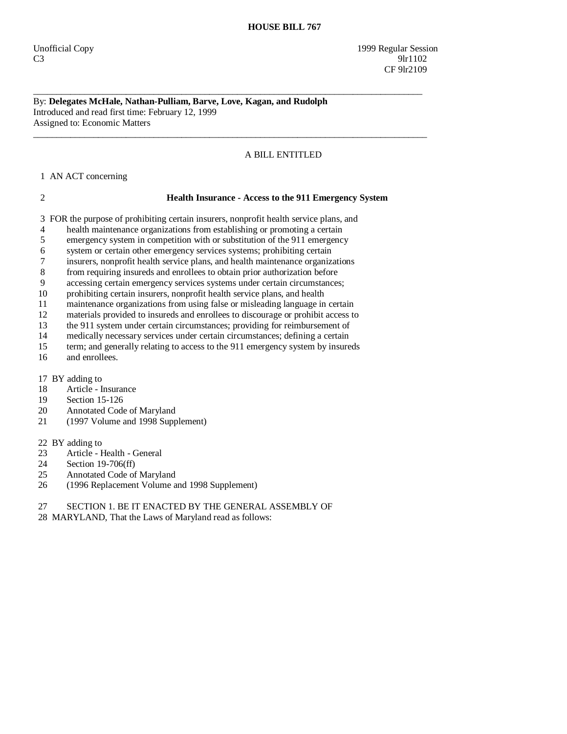**HOUSE BILL 767**

Unofficial Copy 1999 Regular Session
C3 9lr1102
CF 9lr2109

---

By: **Delegates McHale, Nathan-Pulliam, Barve, Love, Kagan, and Rudolph**
Introduced and read first time: February 12, 1999
Assigned to: Economic Matters

---

A BILL ENTITLED

1 AN ACT concerning

2 **Health Insurance - Access to the 911 Emergency System**

3 FOR the purpose of prohibiting certain insurers, nonprofit health service plans, and
4 health maintenance organizations from establishing or promoting a certain
5 emergency system in competition with or substitution of the 911 emergency
6 system or certain other emergency services systems; prohibiting certain
7 insurers, nonprofit health service plans, and health maintenance organizations
8 from requiring insureds and enrollees to obtain prior authorization before
9 accessing certain emergency services systems under certain circumstances;
10 prohibiting certain insurers, nonprofit health service plans, and health
11 maintenance organizations from using false or misleading language in certain
12 materials provided to insureds and enrollees to discourage or prohibit access to
13 the 911 system under certain circumstances; providing for reimbursement of
14 medically necessary services under certain circumstances; defining a certain
15 term; and generally relating to access to the 911 emergency system by insureds
16 and enrollees.

17 BY adding to
18 Article - Insurance
19 Section 15-126
20 Annotated Code of Maryland
21 (1997 Volume and 1998 Supplement)

22 BY adding to
23 Article - Health - General
24 Section 19-706(ff)
25 Annotated Code of Maryland
26 (1996 Replacement Volume and 1998 Supplement)

27 SECTION 1. BE IT ENACTED BY THE GENERAL ASSEMBLY OF
28 MARYLAND, That the Laws of Maryland read as follows: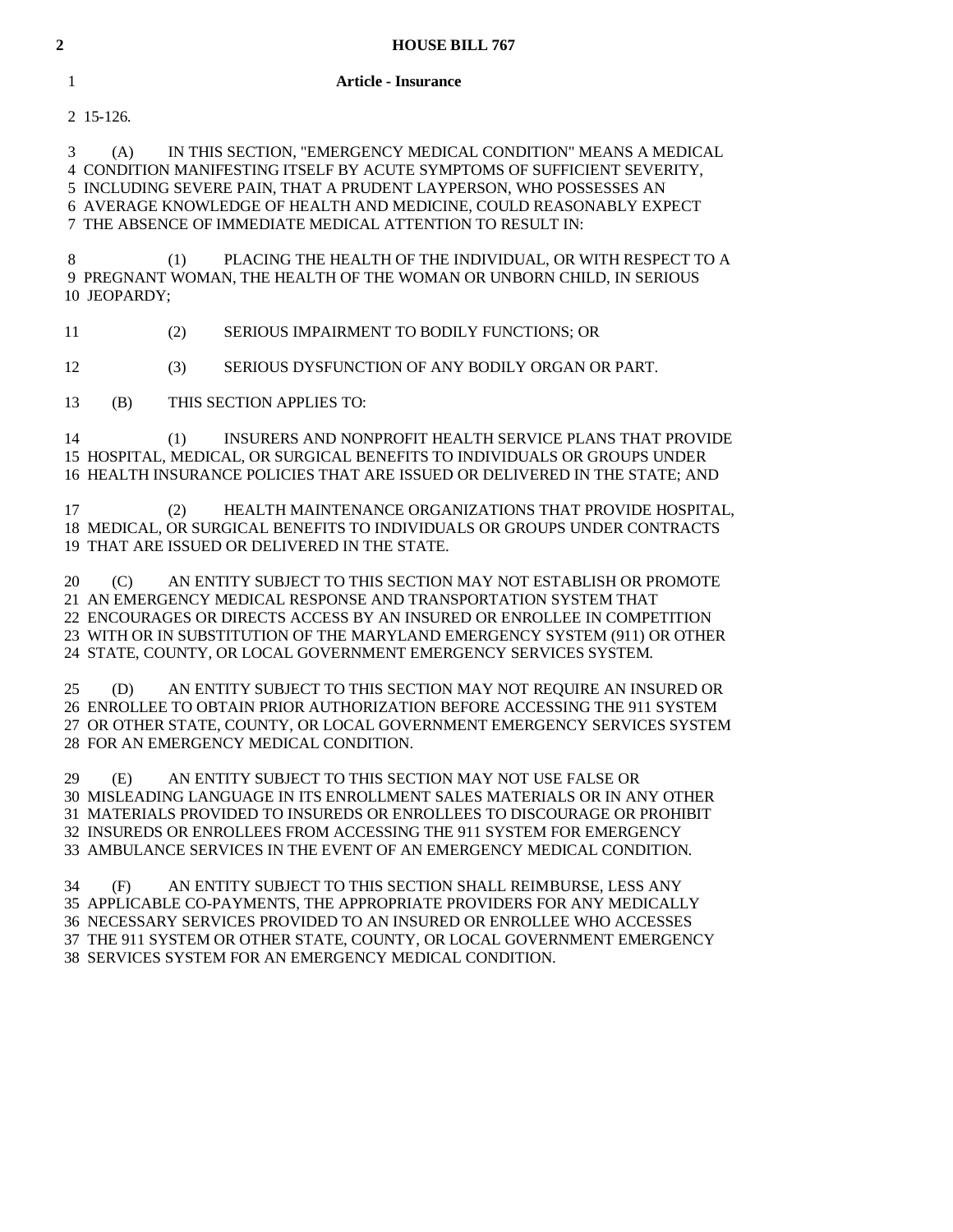**Article - Insurance**

15-126.

(A) IN THIS SECTION, "EMERGENCY MEDICAL CONDITION" MEANS A MEDICAL CONDITION MANIFESTING ITSELF BY ACUTE SYMPTOMS OF SUFFICIENT SEVERITY, INCLUDING SEVERE PAIN, THAT A PRUDENT LAYPERSON, WHO POSSESSES AN AVERAGE KNOWLEDGE OF HEALTH AND MEDICINE, COULD REASONABLY EXPECT THE ABSENCE OF IMMEDIATE MEDICAL ATTENTION TO RESULT IN:

(1) PLACING THE HEALTH OF THE INDIVIDUAL, OR WITH RESPECT TO A PREGNANT WOMAN, THE HEALTH OF THE WOMAN OR UNBORN CHILD, IN SERIOUS JEOPARDY;

(2) SERIOUS IMPAIRMENT TO BODILY FUNCTIONS; OR

(3) SERIOUS DYSFUNCTION OF ANY BODILY ORGAN OR PART.

(B) THIS SECTION APPLIES TO:

(1) INSURERS AND NONPROFIT HEALTH SERVICE PLANS THAT PROVIDE HOSPITAL, MEDICAL, OR SURGICAL BENEFITS TO INDIVIDUALS OR GROUPS UNDER HEALTH INSURANCE POLICIES THAT ARE ISSUED OR DELIVERED IN THE STATE; AND

(2) HEALTH MAINTENANCE ORGANIZATIONS THAT PROVIDE HOSPITAL, MEDICAL, OR SURGICAL BENEFITS TO INDIVIDUALS OR GROUPS UNDER CONTRACTS THAT ARE ISSUED OR DELIVERED IN THE STATE.

(C) AN ENTITY SUBJECT TO THIS SECTION MAY NOT ESTABLISH OR PROMOTE AN EMERGENCY MEDICAL RESPONSE AND TRANSPORTATION SYSTEM THAT ENCOURAGES OR DIRECTS ACCESS BY AN INSURED OR ENROLLEE IN COMPETITION WITH OR IN SUBSTITUTION OF THE MARYLAND EMERGENCY SYSTEM (911) OR OTHER STATE, COUNTY, OR LOCAL GOVERNMENT EMERGENCY SERVICES SYSTEM.

(D) AN ENTITY SUBJECT TO THIS SECTION MAY NOT REQUIRE AN INSURED OR ENROLLEE TO OBTAIN PRIOR AUTHORIZATION BEFORE ACCESSING THE 911 SYSTEM OR OTHER STATE, COUNTY, OR LOCAL GOVERNMENT EMERGENCY SERVICES SYSTEM FOR AN EMERGENCY MEDICAL CONDITION.

(E) AN ENTITY SUBJECT TO THIS SECTION MAY NOT USE FALSE OR MISLEADING LANGUAGE IN ITS ENROLLMENT SALES MATERIALS OR IN ANY OTHER MATERIALS PROVIDED TO INSUREDS OR ENROLLEES TO DISCOURAGE OR PROHIBIT INSUREDS OR ENROLLEES FROM ACCESSING THE 911 SYSTEM FOR EMERGENCY AMBULANCE SERVICES IN THE EVENT OF AN EMERGENCY MEDICAL CONDITION.

(F) AN ENTITY SUBJECT TO THIS SECTION SHALL REIMBURSE, LESS ANY APPLICABLE CO-PAYMENTS, THE APPROPRIATE PROVIDERS FOR ANY MEDICALLY NECESSARY SERVICES PROVIDED TO AN INSURED OR ENROLLEE WHO ACCESSES THE 911 SYSTEM OR OTHER STATE, COUNTY, OR LOCAL GOVERNMENT EMERGENCY SERVICES SYSTEM FOR AN EMERGENCY MEDICAL CONDITION.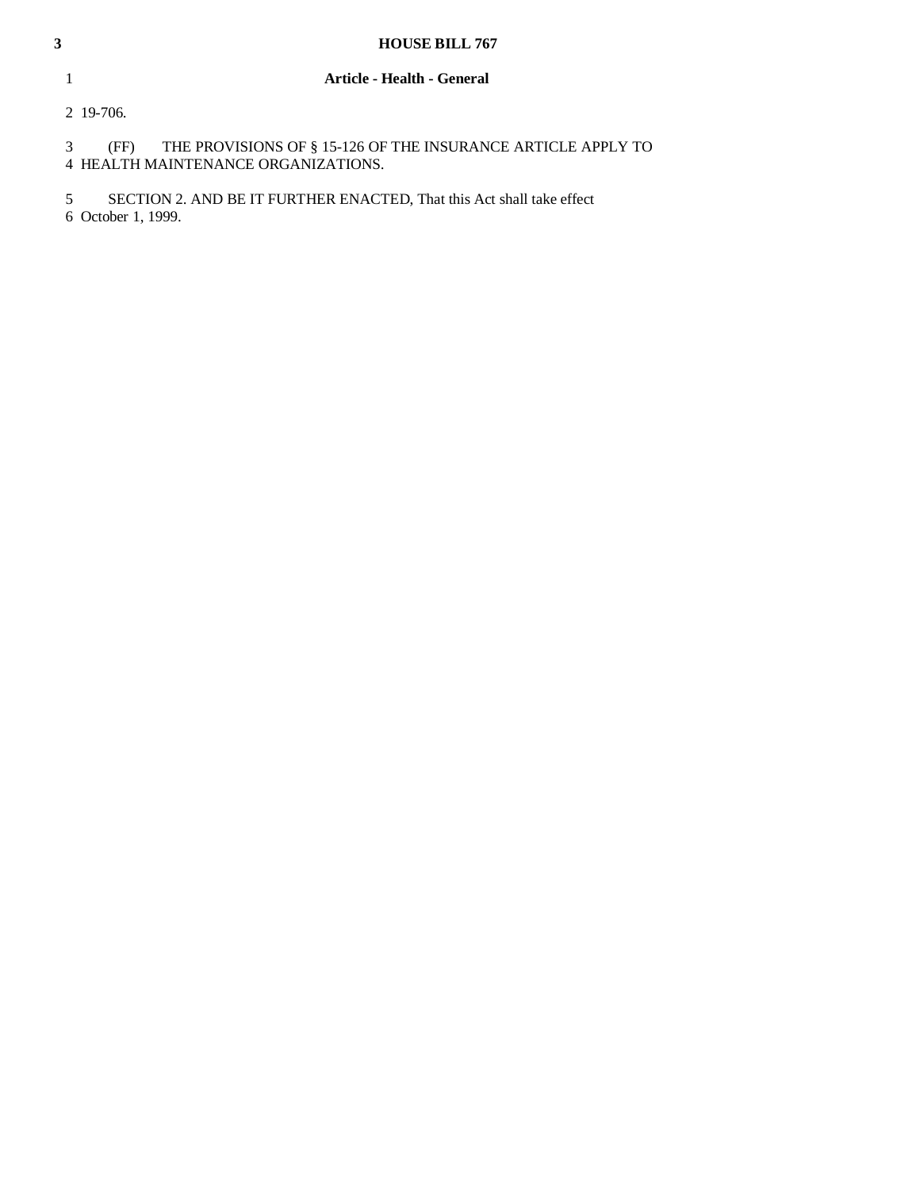**Article - Health - General**

19-706.

(FF) THE PROVISIONS OF § 15-126 OF THE INSURANCE ARTICLE APPLY TO HEALTH MAINTENANCE ORGANIZATIONS.

SECTION 2. AND BE IT FURTHER ENACTED, That this Act shall take effect October 1, 1999.